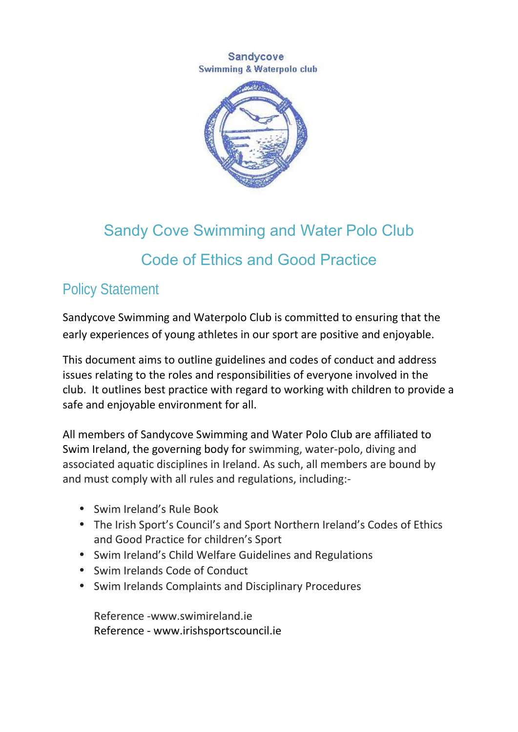Sandycove
Swimming & Waterpolo club

# Sandy Cove Swimming and Water Polo Club

# Code of Ethics and Good Practice

## Policy Statement

Sandycove Swimming and Waterpolo Club is committed to ensuring that the early experiences of young athletes in our sport are positive and enjoyable.

This document aims to outline guidelines and codes of conduct and address issues relating to the roles and responsibilities of everyone involved in the club. It outlines best practice with regard to working with children to provide a safe and enjoyable environment for all.

All members of Sandycove Swimming and Water Polo Club are affiliated to Swim Ireland, the governing body for swimming, water-polo, diving and associated aquatic disciplines in Ireland. As such, all members are bound by and must comply with all rules and regulations, including:-

- Swim Ireland's Rule Book
- The Irish Sport's Council's and Sport Northern Ireland's Codes of Ethics and Good Practice for children's Sport
- Swim Ireland's Child Welfare Guidelines and Regulations
- Swim Irelands Code of Conduct
- Swim Irelands Complaints and Disciplinary Procedures

Reference -www.swimireland.ie
Reference - www.irishsportscouncil.ie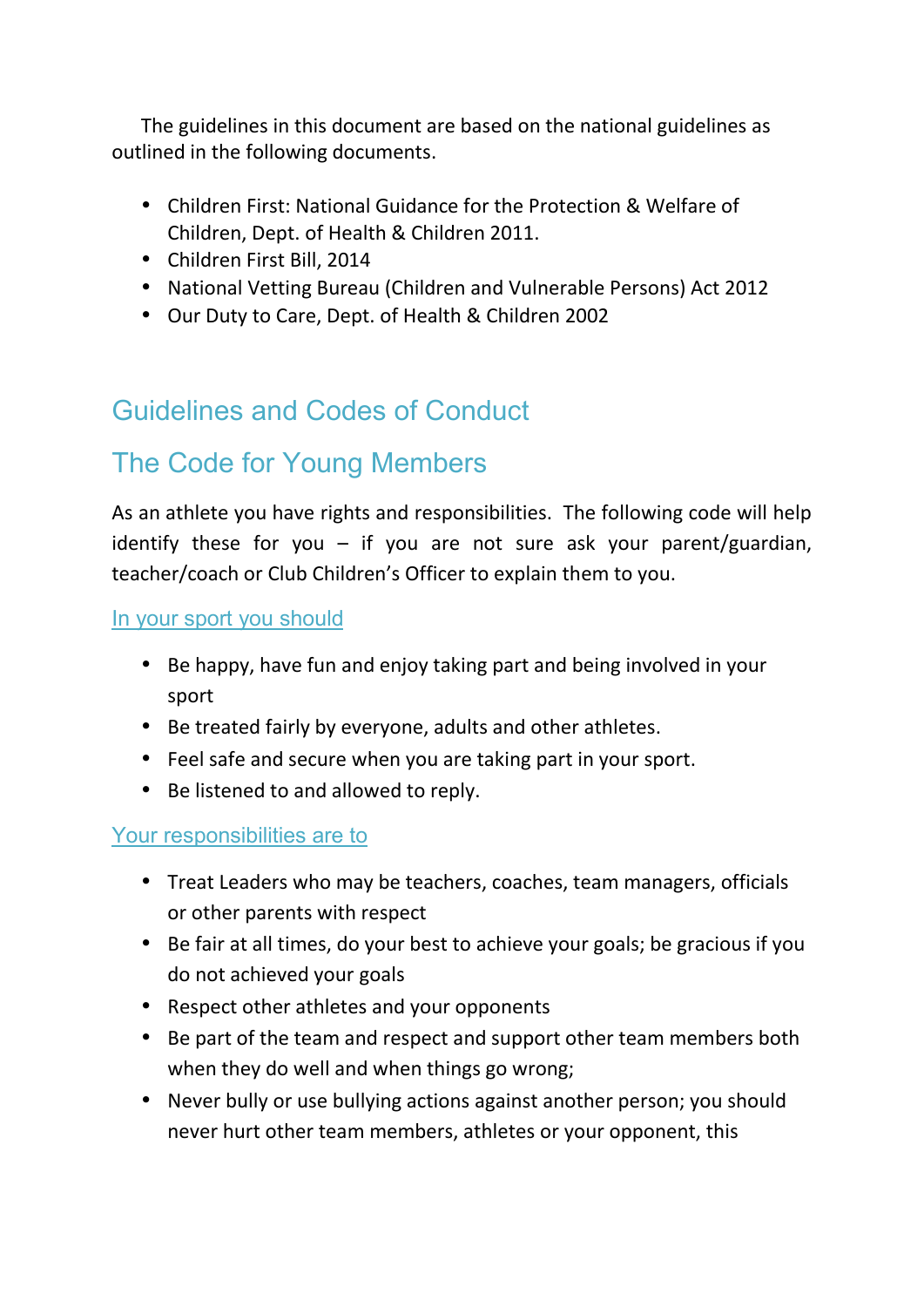The guidelines in this document are based on the national guidelines as outlined in the following documents.

- Children First: National Guidance for the Protection & Welfare of Children, Dept. of Health & Children 2011.
- Children First Bill, 2014
- National Vetting Bureau (Children and Vulnerable Persons) Act 2012
- Our Duty to Care, Dept. of Health & Children 2002

## Guidelines and Codes of Conduct

## The Code for Young Members

As an athlete you have rights and responsibilities. The following code will help identify these for you – if you are not sure ask your parent/guardian, teacher/coach or Club Children's Officer to explain them to you.

### In your sport you should

- Be happy, have fun and enjoy taking part and being involved in your sport
- Be treated fairly by everyone, adults and other athletes.
- Feel safe and secure when you are taking part in your sport.
- Be listened to and allowed to reply.

### Your responsibilities are to

- Treat Leaders who may be teachers, coaches, team managers, officials or other parents with respect
- Be fair at all times, do your best to achieve your goals; be gracious if you do not achieved your goals
- Respect other athletes and your opponents
- Be part of the team and respect and support other team members both when they do well and when things go wrong;
- Never bully or use bullying actions against another person; you should never hurt other team members, athletes or your opponent, this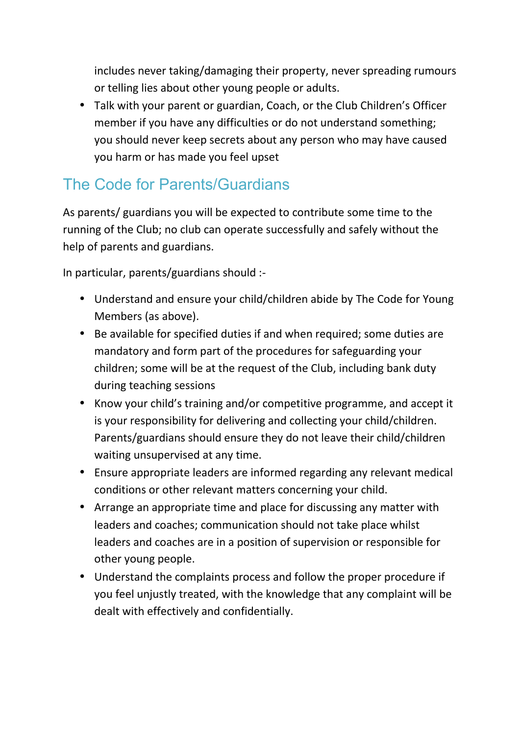includes never taking/damaging their property, never spreading rumours or telling lies about other young people or adults.

- Talk with your parent or guardian, Coach, or the Club Children's Officer member if you have any difficulties or do not understand something; you should never keep secrets about any person who may have caused you harm or has made you feel upset

## The Code for Parents/Guardians

As parents/ guardians you will be expected to contribute some time to the running of the Club; no club can operate successfully and safely without the help of parents and guardians.

In particular, parents/guardians should :-

- Understand and ensure your child/children abide by The Code for Young Members (as above).
- Be available for specified duties if and when required; some duties are mandatory and form part of the procedures for safeguarding your children; some will be at the request of the Club, including bank duty during teaching sessions
- Know your child's training and/or competitive programme, and accept it is your responsibility for delivering and collecting your child/children. Parents/guardians should ensure they do not leave their child/children waiting unsupervised at any time.
- Ensure appropriate leaders are informed regarding any relevant medical conditions or other relevant matters concerning your child.
- Arrange an appropriate time and place for discussing any matter with leaders and coaches; communication should not take place whilst leaders and coaches are in a position of supervision or responsible for other young people.
- Understand the complaints process and follow the proper procedure if you feel unjustly treated, with the knowledge that any complaint will be dealt with effectively and confidentially.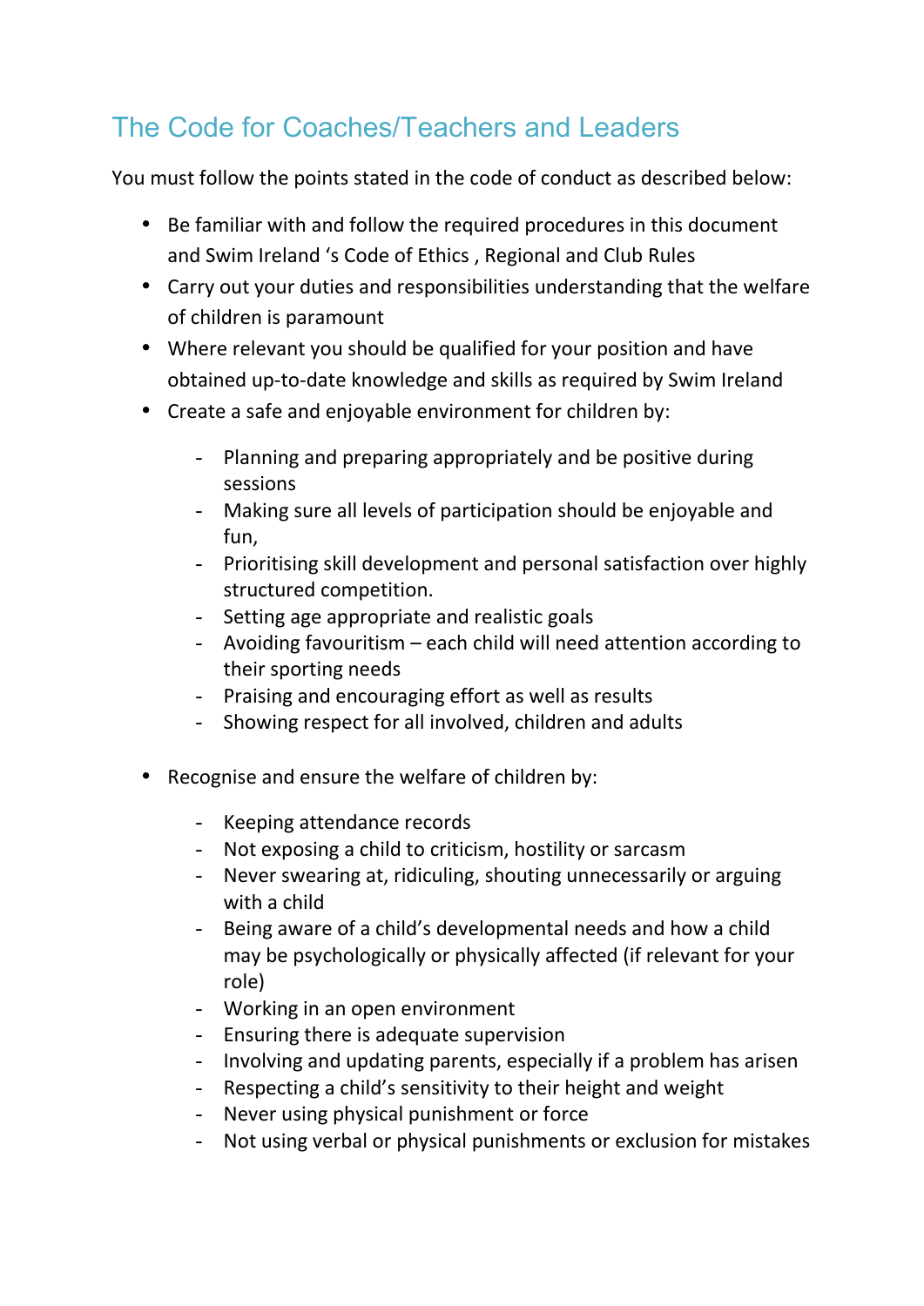## The Code for Coaches/Teachers and Leaders

You must follow the points stated in the code of conduct as described below:

- Be familiar with and follow the required procedures in this document and Swim Ireland 's Code of Ethics , Regional and Club Rules
- Carry out your duties and responsibilities understanding that the welfare of children is paramount
- Where relevant you should be qualified for your position and have obtained up-to-date knowledge and skills as required by Swim Ireland
- Create a safe and enjoyable environment for children by:
  - Planning and preparing appropriately and be positive during sessions
  - Making sure all levels of participation should be enjoyable and fun,
  - Prioritising skill development and personal satisfaction over highly structured competition.
  - Setting age appropriate and realistic goals
  - Avoiding favouritism – each child will need attention according to their sporting needs
  - Praising and encouraging effort as well as results
  - Showing respect for all involved, children and adults
- Recognise and ensure the welfare of children by:
  - Keeping attendance records
  - Not exposing a child to criticism, hostility or sarcasm
  - Never swearing at, ridiculing, shouting unnecessarily or arguing with a child
  - Being aware of a child's developmental needs and how a child may be psychologically or physically affected (if relevant for your role)
  - Working in an open environment
  - Ensuring there is adequate supervision
  - Involving and updating parents, especially if a problem has arisen
  - Respecting a child's sensitivity to their height and weight
  - Never using physical punishment or force
  - Not using verbal or physical punishments or exclusion for mistakes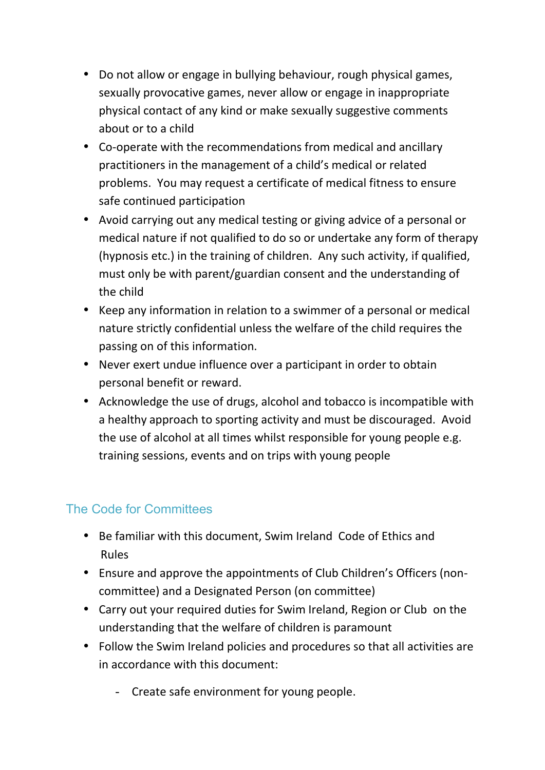- Do not allow or engage in bullying behaviour, rough physical games, sexually provocative games, never allow or engage in inappropriate physical contact of any kind or make sexually suggestive comments about or to a child
- Co-operate with the recommendations from medical and ancillary practitioners in the management of a child's medical or related problems. You may request a certificate of medical fitness to ensure safe continued participation
- Avoid carrying out any medical testing or giving advice of a personal or medical nature if not qualified to do so or undertake any form of therapy (hypnosis etc.) in the training of children. Any such activity, if qualified, must only be with parent/guardian consent and the understanding of the child
- Keep any information in relation to a swimmer of a personal or medical nature strictly confidential unless the welfare of the child requires the passing on of this information.
- Never exert undue influence over a participant in order to obtain personal benefit or reward.
- Acknowledge the use of drugs, alcohol and tobacco is incompatible with a healthy approach to sporting activity and must be discouraged. Avoid the use of alcohol at all times whilst responsible for young people e.g. training sessions, events and on trips with young people

## The Code for Committees

- Be familiar with this document, Swim Ireland Code of Ethics and Rules
- Ensure and approve the appointments of Club Children's Officers (non-committee) and a Designated Person (on committee)
- Carry out your required duties for Swim Ireland, Region or Club on the understanding that the welfare of children is paramount
- Follow the Swim Ireland policies and procedures so that all activities are in accordance with this document:
  - Create safe environment for young people.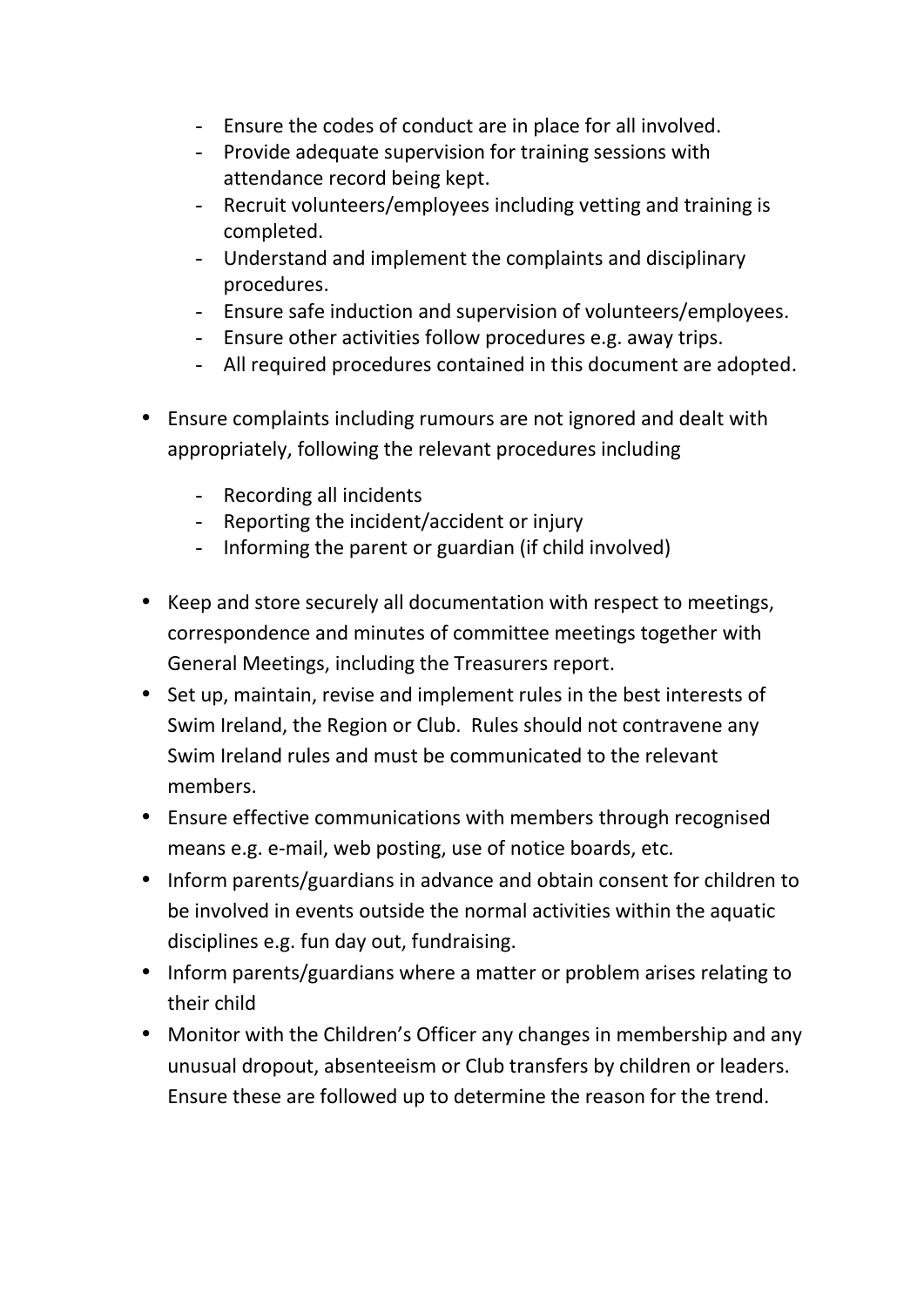- Ensure the codes of conduct are in place for all involved.
  - Provide adequate supervision for training sessions with attendance record being kept.
  - Recruit volunteers/employees including vetting and training is completed.
  - Understand and implement the complaints and disciplinary procedures.
  - Ensure safe induction and supervision of volunteers/employees.
  - Ensure other activities follow procedures e.g. away trips.
  - All required procedures contained in this document are adopted.

- Ensure complaints including rumours are not ignored and dealt with appropriately, following the relevant procedures including

  - Recording all incidents
  - Reporting the incident/accident or injury
  - Informing the parent or guardian (if child involved)

- Keep and store securely all documentation with respect to meetings, correspondence and minutes of committee meetings together with General Meetings, including the Treasurers report.
- Set up, maintain, revise and implement rules in the best interests of Swim Ireland, the Region or Club. Rules should not contravene any Swim Ireland rules and must be communicated to the relevant members.
- Ensure effective communications with members through recognised means e.g. e-mail, web posting, use of notice boards, etc.
- Inform parents/guardians in advance and obtain consent for children to be involved in events outside the normal activities within the aquatic disciplines e.g. fun day out, fundraising.
- Inform parents/guardians where a matter or problem arises relating to their child
- Monitor with the Children's Officer any changes in membership and any unusual dropout, absenteeism or Club transfers by children or leaders. Ensure these are followed up to determine the reason for the trend.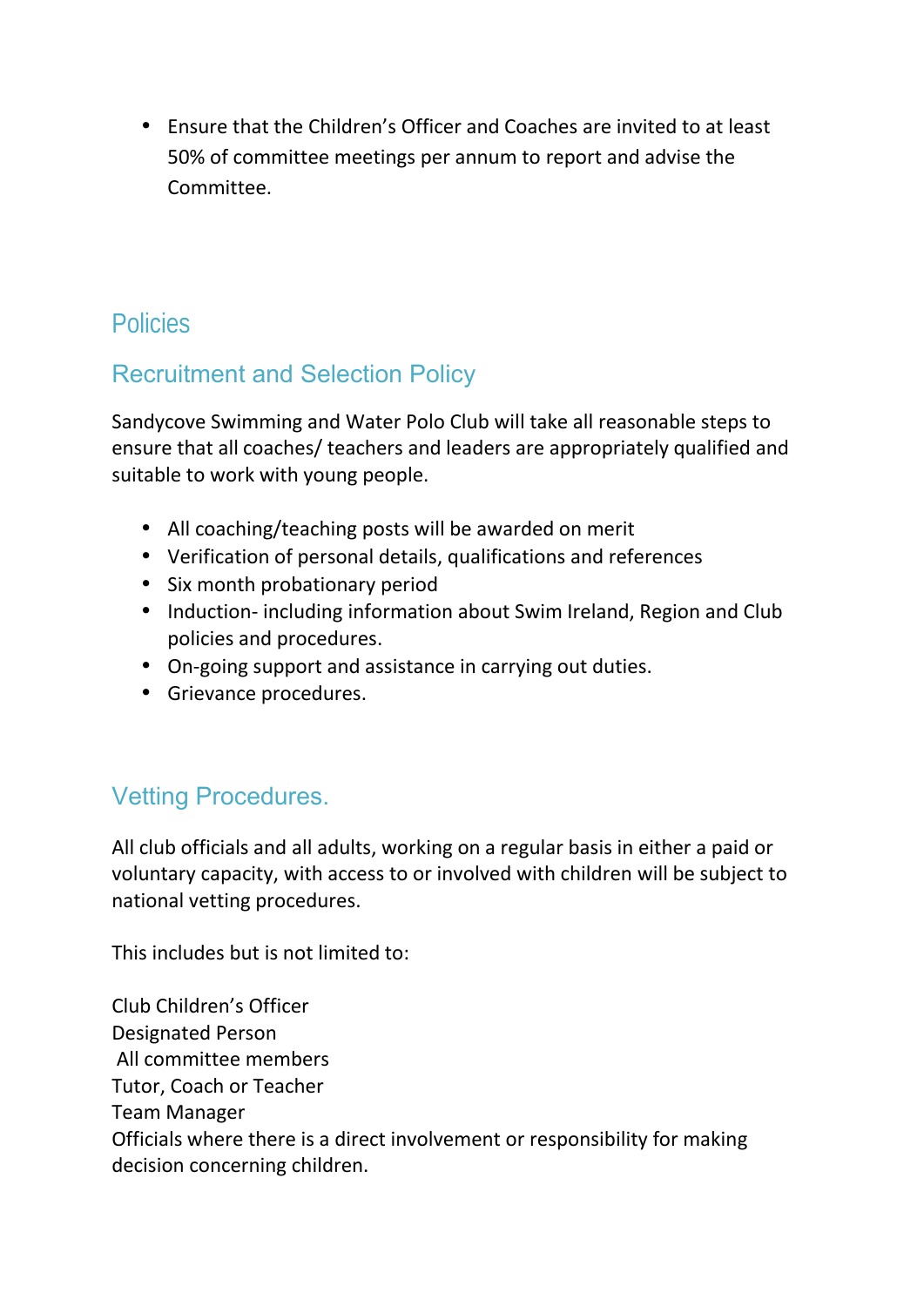- Ensure that the Children's Officer and Coaches are invited to at least 50% of committee meetings per annum to report and advise the Committee.

## Policies

## Recruitment and Selection Policy

Sandycove Swimming and Water Polo Club will take all reasonable steps to ensure that all coaches/ teachers and leaders are appropriately qualified and suitable to work with young people.

- All coaching/teaching posts will be awarded on merit
- Verification of personal details, qualifications and references
- Six month probationary period
- Induction- including information about Swim Ireland, Region and Club policies and procedures.
- On-going support and assistance in carrying out duties.
- Grievance procedures.

## Vetting Procedures.

All club officials and all adults, working on a regular basis in either a paid or voluntary capacity, with access to or involved with children will be subject to national vetting procedures.

This includes but is not limited to:

Club Children's Officer
Designated Person
All committee members
Tutor, Coach or Teacher
Team Manager
Officials where there is a direct involvement or responsibility for making decision concerning children.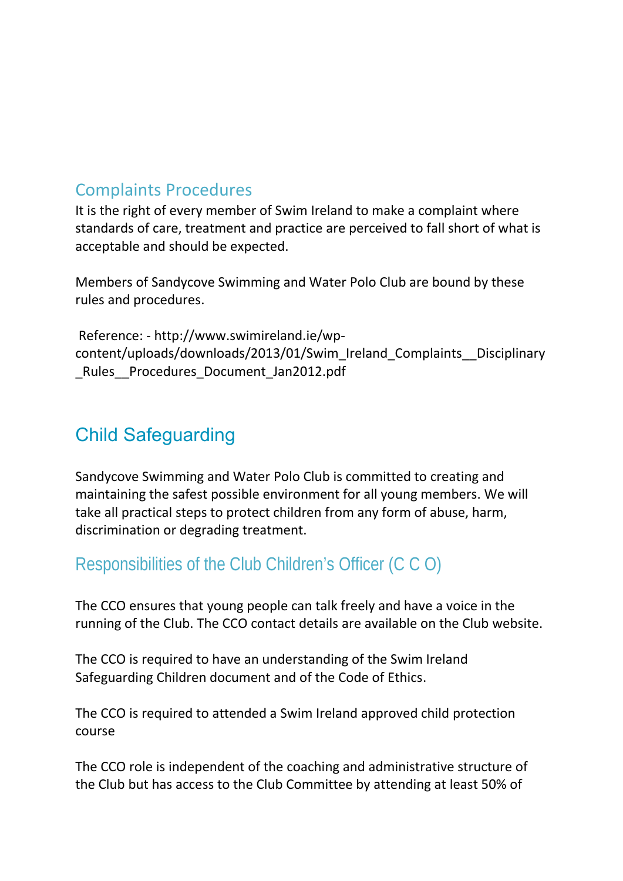## Complaints Procedures

It is the right of every member of Swim Ireland to make a complaint where standards of care, treatment and practice are perceived to fall short of what is acceptable and should be expected.

Members of Sandycove Swimming and Water Polo Club are bound by these rules and procedures.

Reference: - http://www.swimireland.ie/wp-content/uploads/downloads/2013/01/Swim_Ireland_Complaints__Disciplinary_Rules__Procedures_Document_Jan2012.pdf

# Child Safeguarding

Sandycove Swimming and Water Polo Club is committed to creating and maintaining the safest possible environment for all young members. We will take all practical steps to protect children from any form of abuse, harm, discrimination or degrading treatment.

## Responsibilities of the Club Children's Officer (C C O)

The CCO ensures that young people can talk freely and have a voice in the running of the Club. The CCO contact details are available on the Club website.

The CCO is required to have an understanding of the Swim Ireland Safeguarding Children document and of the Code of Ethics.

The CCO is required to attended a Swim Ireland approved child protection course

The CCO role is independent of the coaching and administrative structure of the Club but has access to the Club Committee by attending at least 50% of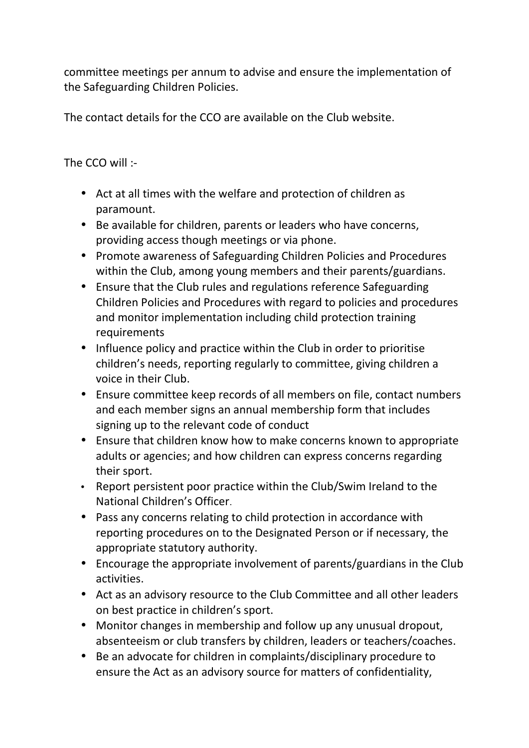committee meetings per annum to advise and ensure the implementation of the Safeguarding Children Policies.

The contact details for the CCO are available on the Club website.

The CCO will :-

- Act at all times with the welfare and protection of children as paramount.
- Be available for children, parents or leaders who have concerns, providing access though meetings or via phone.
- Promote awareness of Safeguarding Children Policies and Procedures within the Club, among young members and their parents/guardians.
- Ensure that the Club rules and regulations reference Safeguarding Children Policies and Procedures with regard to policies and procedures and monitor implementation including child protection training requirements
- Influence policy and practice within the Club in order to prioritise children's needs, reporting regularly to committee, giving children a voice in their Club.
- Ensure committee keep records of all members on file, contact numbers and each member signs an annual membership form that includes signing up to the relevant code of conduct
- Ensure that children know how to make concerns known to appropriate adults or agencies; and how children can express concerns regarding their sport.
- Report persistent poor practice within the Club/Swim Ireland to the National Children's Officer.
- Pass any concerns relating to child protection in accordance with reporting procedures on to the Designated Person or if necessary, the appropriate statutory authority.
- Encourage the appropriate involvement of parents/guardians in the Club activities.
- Act as an advisory resource to the Club Committee and all other leaders on best practice in children's sport.
- Monitor changes in membership and follow up any unusual dropout, absenteeism or club transfers by children, leaders or teachers/coaches.
- Be an advocate for children in complaints/disciplinary procedure to ensure the Act as an advisory source for matters of confidentiality,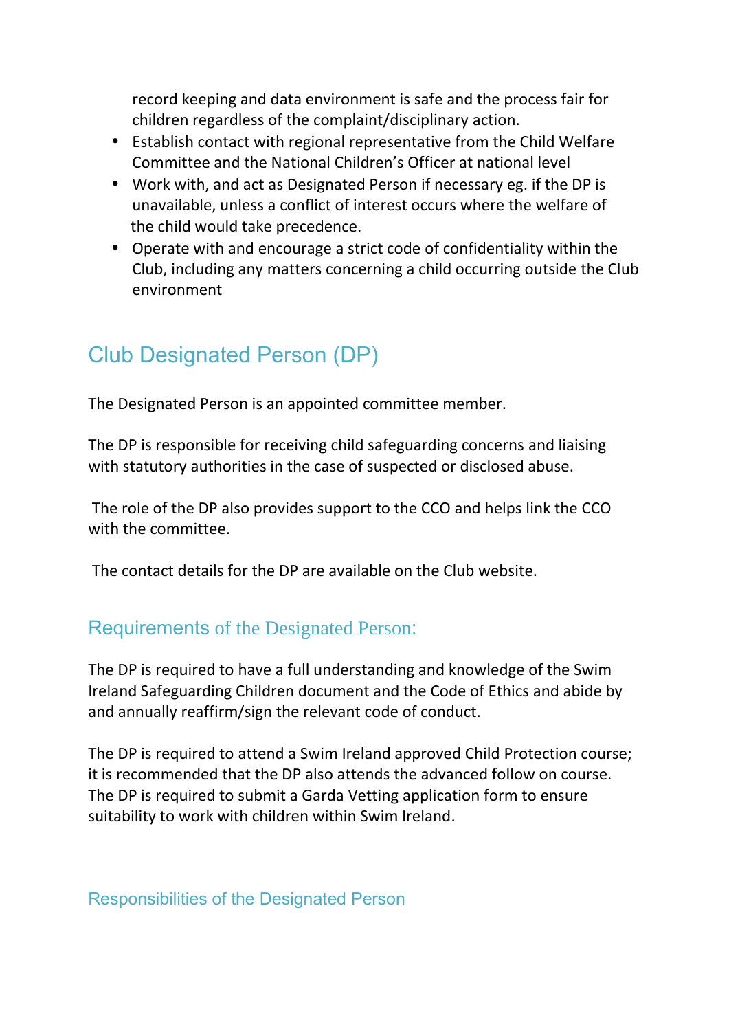record keeping and data environment is safe and the process fair for children regardless of the complaint/disciplinary action.

- Establish contact with regional representative from the Child Welfare Committee and the National Children's Officer at national level
- Work with, and act as Designated Person if necessary eg. if the DP is unavailable, unless a conflict of interest occurs where the welfare of the child would take precedence.
- Operate with and encourage a strict code of confidentiality within the Club, including any matters concerning a child occurring outside the Club environment

## Club Designated Person (DP)

The Designated Person is an appointed committee member.

The DP is responsible for receiving child safeguarding concerns and liaising with statutory authorities in the case of suspected or disclosed abuse.

The role of the DP also provides support to the CCO and helps link the CCO with the committee.

The contact details for the DP are available on the Club website.

### Requirements of the Designated Person:

The DP is required to have a full understanding and knowledge of the Swim Ireland Safeguarding Children document and the Code of Ethics and abide by and annually reaffirm/sign the relevant code of conduct.

The DP is required to attend a Swim Ireland approved Child Protection course; it is recommended that the DP also attends the advanced follow on course. The DP is required to submit a Garda Vetting application form to ensure suitability to work with children within Swim Ireland.

### Responsibilities of the Designated Person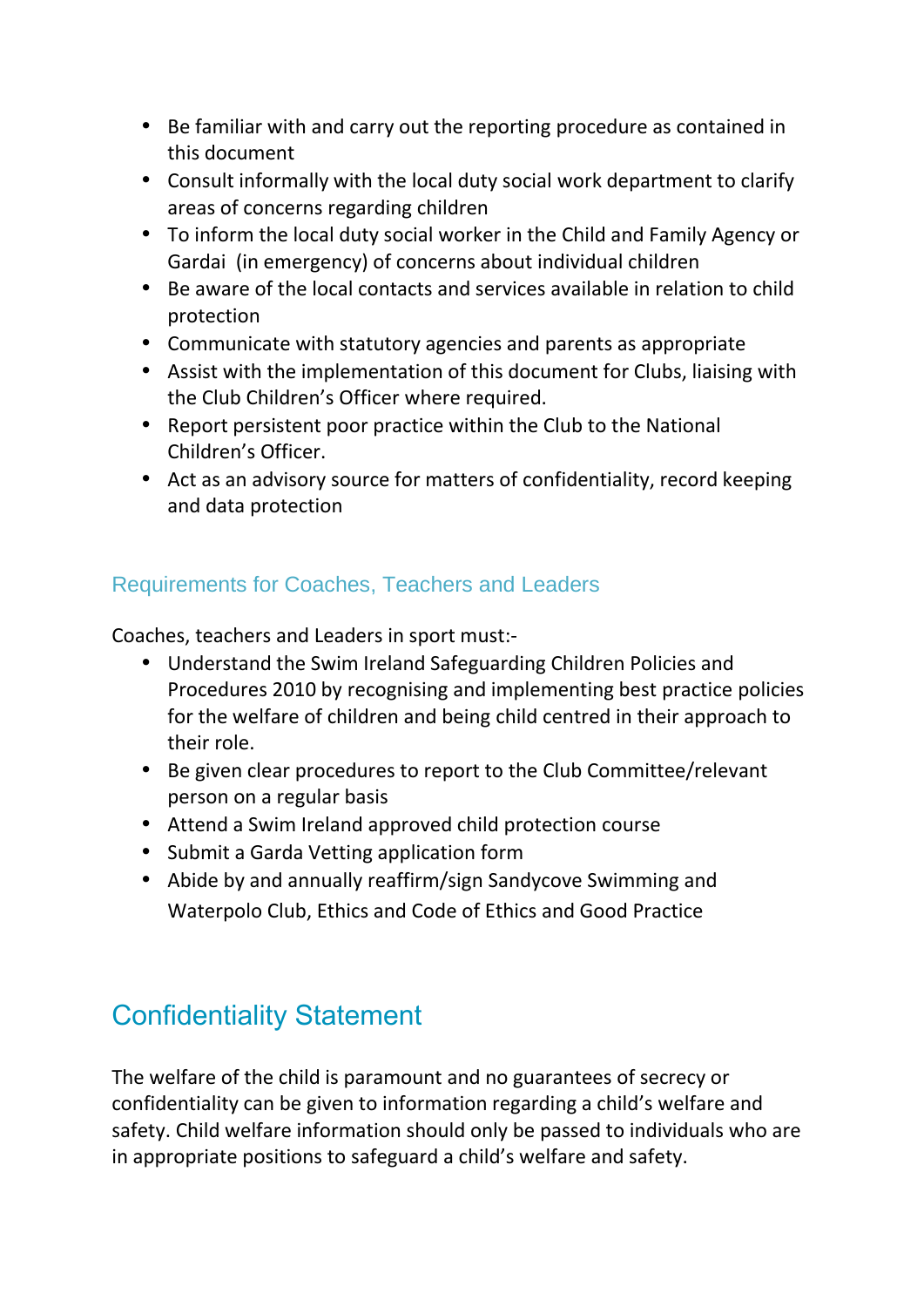- Be familiar with and carry out the reporting procedure as contained in this document
- Consult informally with the local duty social work department to clarify areas of concerns regarding children
- To inform the local duty social worker in the Child and Family Agency or Gardai (in emergency) of concerns about individual children
- Be aware of the local contacts and services available in relation to child protection
- Communicate with statutory agencies and parents as appropriate
- Assist with the implementation of this document for Clubs, liaising with the Club Children's Officer where required.
- Report persistent poor practice within the Club to the National Children's Officer.
- Act as an advisory source for matters of confidentiality, record keeping and data protection

### Requirements for Coaches, Teachers and Leaders

Coaches, teachers and Leaders in sport must:-

- Understand the Swim Ireland Safeguarding Children Policies and Procedures 2010 by recognising and implementing best practice policies for the welfare of children and being child centred in their approach to their role.
- Be given clear procedures to report to the Club Committee/relevant person on a regular basis
- Attend a Swim Ireland approved child protection course
- Submit a Garda Vetting application form
- Abide by and annually reaffirm/sign Sandycove Swimming and Waterpolo Club, Ethics and Code of Ethics and Good Practice

## Confidentiality Statement

The welfare of the child is paramount and no guarantees of secrecy or confidentiality can be given to information regarding a child's welfare and safety. Child welfare information should only be passed to individuals who are in appropriate positions to safeguard a child's welfare and safety.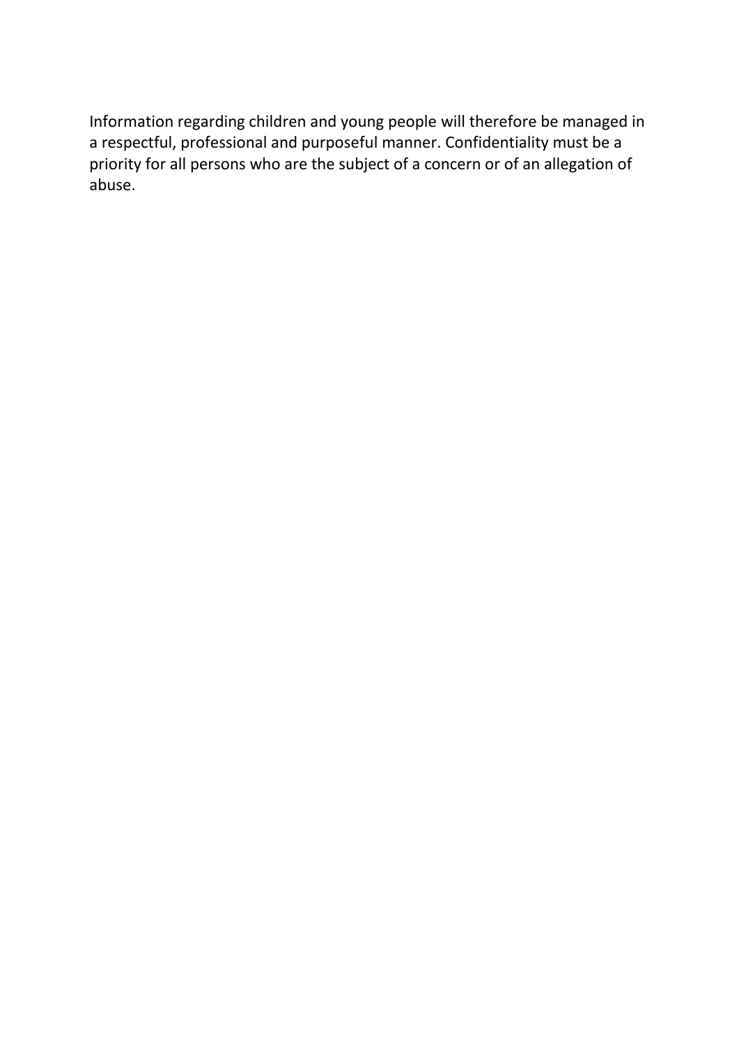Information regarding children and young people will therefore be managed in a respectful, professional and purposeful manner. Confidentiality must be a priority for all persons who are the subject of a concern or of an allegation of abuse.